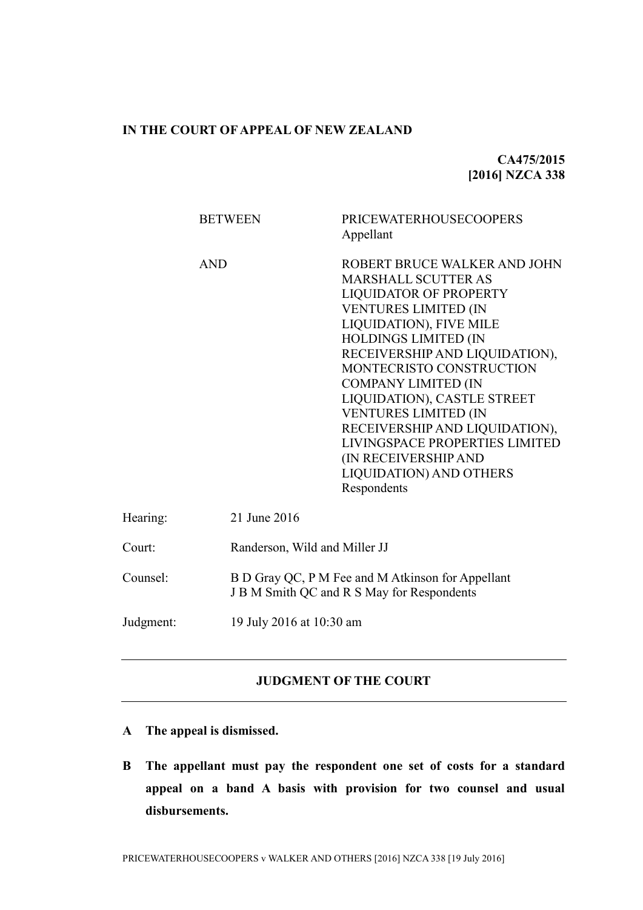**IN THE COURT OF APPEAL OF NEW ZEALAND**

**CA475/2015**
**[2016] NZCA 338**

| | | |
|---|---|---|
| | BETWEEN | PRICEWATERHOUSECOOPERS<br>Appellant |
| | AND | ROBERT BRUCE WALKER AND JOHN MARSHALL SCUTTER AS LIQUIDATOR OF PROPERTY VENTURES LIMITED (IN LIQUIDATION), FIVE MILE HOLDINGS LIMITED (IN RECEIVERSHIP AND LIQUIDATION), MONTECRISTO CONSTRUCTION COMPANY LIMITED (IN LIQUIDATION), CASTLE STREET VENTURES LIMITED (IN RECEIVERSHIP AND LIQUIDATION), LIVINGSPACE PROPERTIES LIMITED (IN RECEIVERSHIP AND LIQUIDATION) AND OTHERS<br>Respondents |

| | |
|---|---|
| Hearing: | 21 June 2016 |
| Court: | Randerson, Wild and Miller JJ |
| Counsel: | B D Gray QC, P M Fee and M Atkinson for Appellant<br>J B M Smith QC and R S May for Respondents |
| Judgment: | 19 July 2016 at 10:30 am |

---

## JUDGMENT OF THE COURT

---

**A The appeal is dismissed.**

**B The appellant must pay the respondent one set of costs for a standard appeal on a band A basis with provision for two counsel and usual disbursements.**

PRICEWATERHOUSECOOPERS v WALKER AND OTHERS [2016] NZCA 338 [19 July 2016]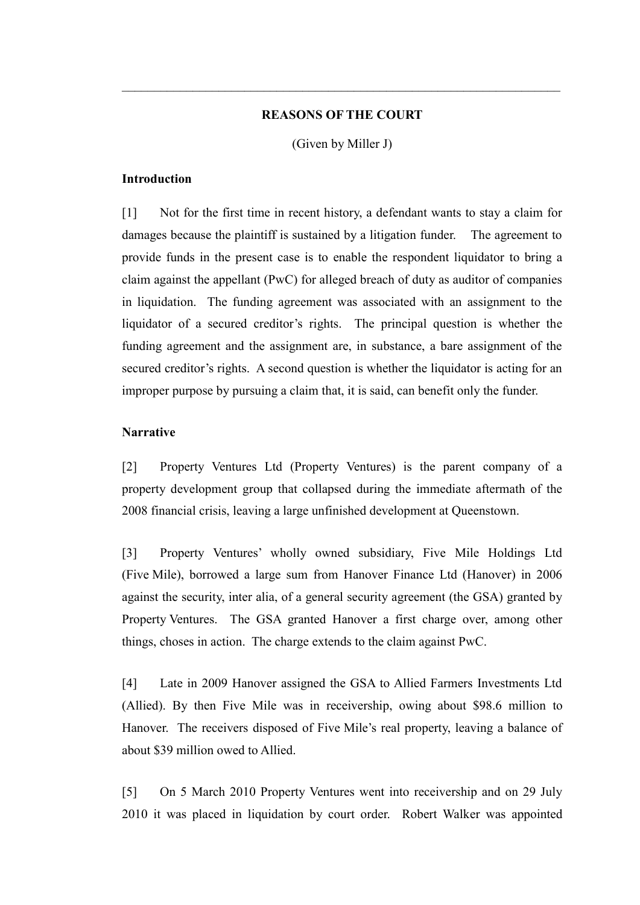---

**REASONS OF THE COURT**

(Given by Miller J)

**Introduction**

[1] Not for the first time in recent history, a defendant wants to stay a claim for damages because the plaintiff is sustained by a litigation funder. The agreement to provide funds in the present case is to enable the respondent liquidator to bring a claim against the appellant (PwC) for alleged breach of duty as auditor of companies in liquidation. The funding agreement was associated with an assignment to the liquidator of a secured creditor's rights. The principal question is whether the funding agreement and the assignment are, in substance, a bare assignment of the secured creditor's rights. A second question is whether the liquidator is acting for an improper purpose by pursuing a claim that, it is said, can benefit only the funder.

**Narrative**

[2] Property Ventures Ltd (Property Ventures) is the parent company of a property development group that collapsed during the immediate aftermath of the 2008 financial crisis, leaving a large unfinished development at Queenstown.

[3] Property Ventures' wholly owned subsidiary, Five Mile Holdings Ltd (Five Mile), borrowed a large sum from Hanover Finance Ltd (Hanover) in 2006 against the security, inter alia, of a general security agreement (the GSA) granted by Property Ventures. The GSA granted Hanover a first charge over, among other things, choses in action. The charge extends to the claim against PwC.

[4] Late in 2009 Hanover assigned the GSA to Allied Farmers Investments Ltd (Allied). By then Five Mile was in receivership, owing about \$98.6 million to Hanover. The receivers disposed of Five Mile's real property, leaving a balance of about \$39 million owed to Allied.

[5] On 5 March 2010 Property Ventures went into receivership and on 29 July 2010 it was placed in liquidation by court order. Robert Walker was appointed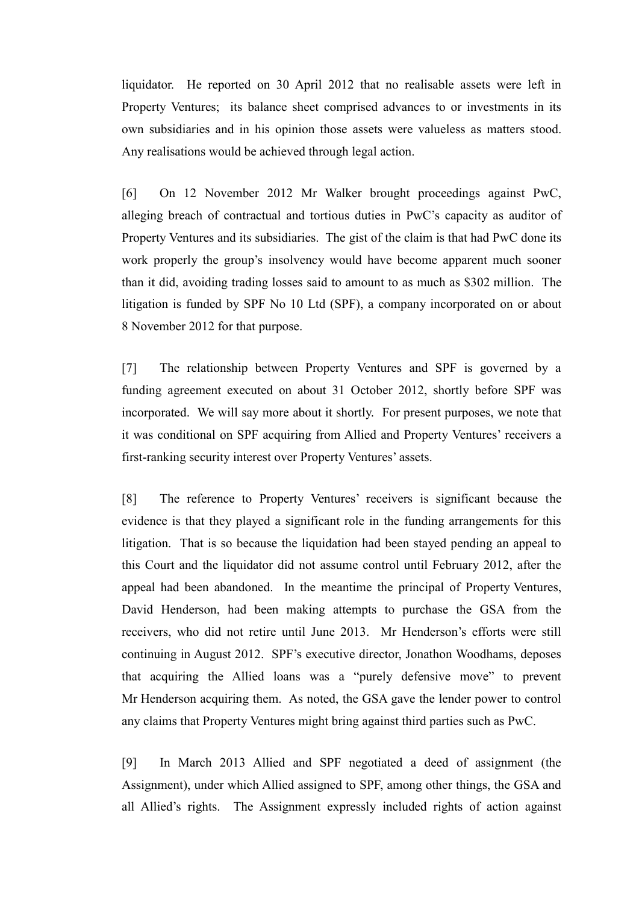liquidator. He reported on 30 April 2012 that no realisable assets were left in Property Ventures; its balance sheet comprised advances to or investments in its own subsidiaries and in his opinion those assets were valueless as matters stood. Any realisations would be achieved through legal action.

[6] On 12 November 2012 Mr Walker brought proceedings against PwC, alleging breach of contractual and tortious duties in PwC's capacity as auditor of Property Ventures and its subsidiaries. The gist of the claim is that had PwC done its work properly the group's insolvency would have become apparent much sooner than it did, avoiding trading losses said to amount to as much as $302 million. The litigation is funded by SPF No 10 Ltd (SPF), a company incorporated on or about 8 November 2012 for that purpose.

[7] The relationship between Property Ventures and SPF is governed by a funding agreement executed on about 31 October 2012, shortly before SPF was incorporated. We will say more about it shortly. For present purposes, we note that it was conditional on SPF acquiring from Allied and Property Ventures' receivers a first-ranking security interest over Property Ventures' assets.

[8] The reference to Property Ventures' receivers is significant because the evidence is that they played a significant role in the funding arrangements for this litigation. That is so because the liquidation had been stayed pending an appeal to this Court and the liquidator did not assume control until February 2012, after the appeal had been abandoned. In the meantime the principal of Property Ventures, David Henderson, had been making attempts to purchase the GSA from the receivers, who did not retire until June 2013. Mr Henderson's efforts were still continuing in August 2012. SPF's executive director, Jonathon Woodhams, deposes that acquiring the Allied loans was a "purely defensive move" to prevent Mr Henderson acquiring them. As noted, the GSA gave the lender power to control any claims that Property Ventures might bring against third parties such as PwC.

[9] In March 2013 Allied and SPF negotiated a deed of assignment (the Assignment), under which Allied assigned to SPF, among other things, the GSA and all Allied's rights. The Assignment expressly included rights of action against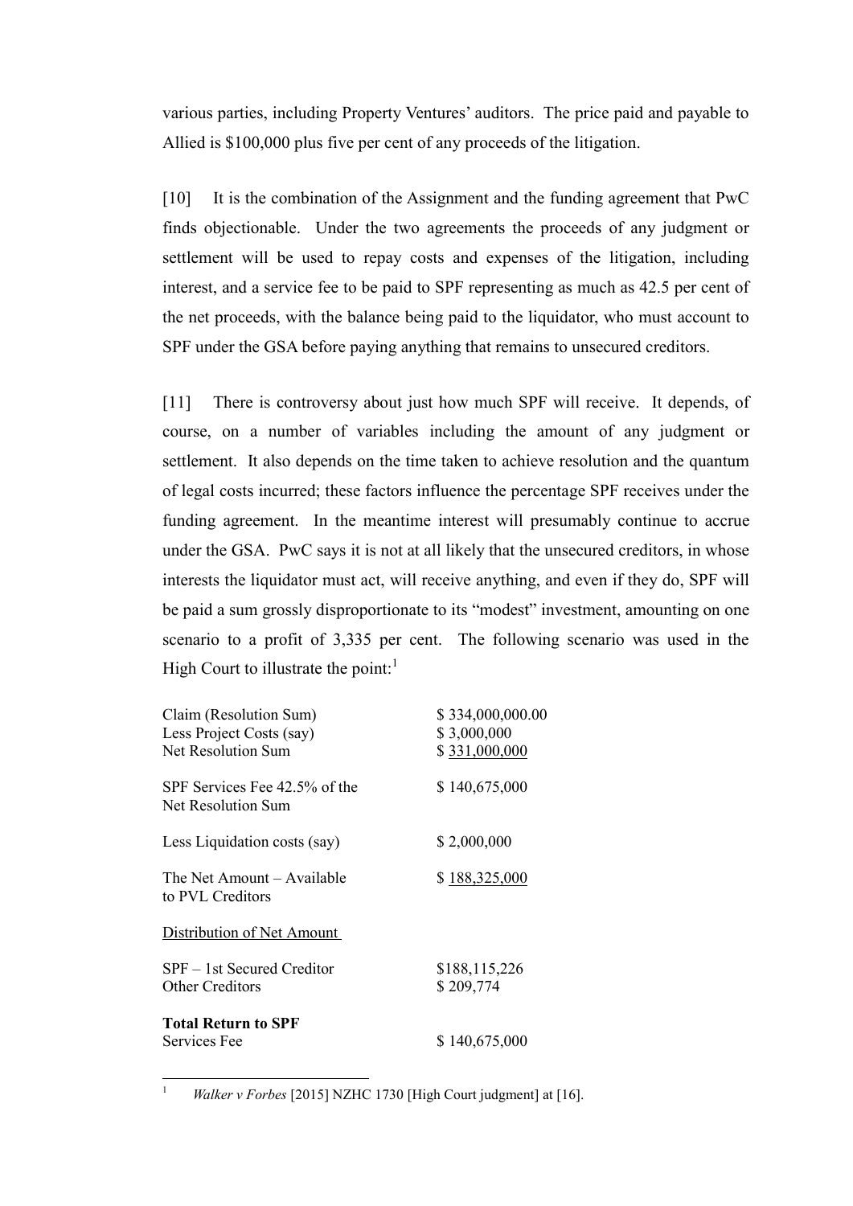various parties, including Property Ventures' auditors. The price paid and payable to Allied is $100,000 plus five per cent of any proceeds of the litigation.

[10] It is the combination of the Assignment and the funding agreement that PwC finds objectionable. Under the two agreements the proceeds of any judgment or settlement will be used to repay costs and expenses of the litigation, including interest, and a service fee to be paid to SPF representing as much as 42.5 per cent of the net proceeds, with the balance being paid to the liquidator, who must account to SPF under the GSA before paying anything that remains to unsecured creditors.

[11] There is controversy about just how much SPF will receive. It depends, of course, on a number of variables including the amount of any judgment or settlement. It also depends on the time taken to achieve resolution and the quantum of legal costs incurred; these factors influence the percentage SPF receives under the funding agreement. In the meantime interest will presumably continue to accrue under the GSA. PwC says it is not at all likely that the unsecured creditors, in whose interests the liquidator must act, will receive anything, and even if they do, SPF will be paid a sum grossly disproportionate to its "modest" investment, amounting on one scenario to a profit of 3,335 per cent. The following scenario was used in the High Court to illustrate the point:[1]

| | |
|---|---|
| Claim (Resolution Sum) | $ 334,000,000.00 |
| Less Project Costs (say) | $ 3,000,000 |
| Net Resolution Sum | $ 331,000,000 |
| SPF Services Fee 42.5% of the Net Resolution Sum | $ 140,675,000 |
| Less Liquidation costs (say) | $ 2,000,000 |
| The Net Amount – Available to PVL Creditors | $ 188,325,000 |
| Distribution of Net Amount | |
| SPF – 1st Secured Creditor | $188,115,226 |
| Other Creditors | $ 209,774 |
| **Total Return to SPF** | |
| Services Fee | $ 140,675,000 |

[1] *Walker v Forbes* [2015] NZHC 1730 [High Court judgment] at [16].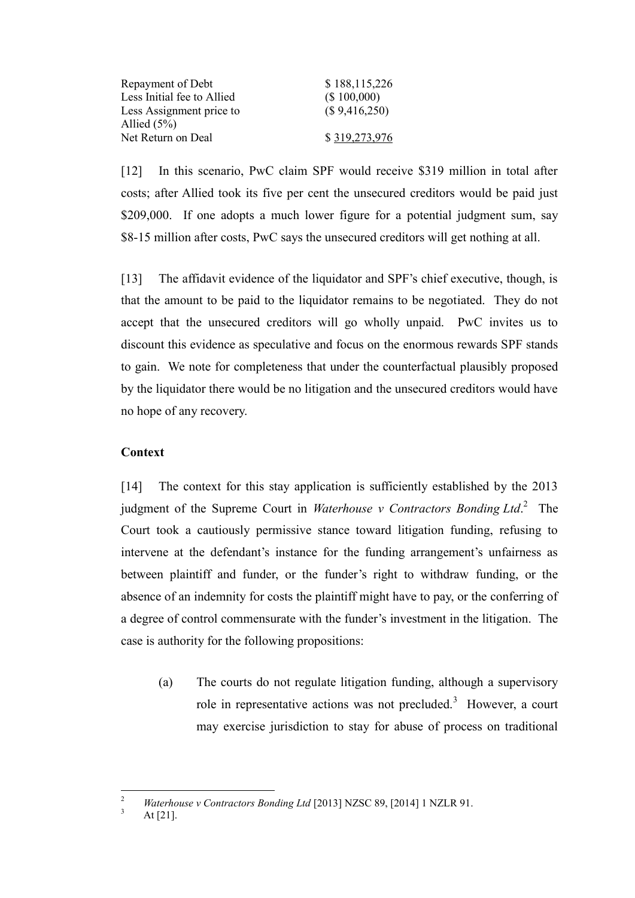| | |
|---|---|
| Repayment of Debt | $ 188,115,226 |
| Less Initial fee to Allied | ($ 100,000) |
| Less Assignment price to Allied (5%) | ($ 9,416,250) |
| Net Return on Deal | $ 319,273,976 |

[12] In this scenario, PwC claim SPF would receive $319 million in total after costs; after Allied took its five per cent the unsecured creditors would be paid just $209,000. If one adopts a much lower figure for a potential judgment sum, say $8-15 million after costs, PwC says the unsecured creditors will get nothing at all.

[13] The affidavit evidence of the liquidator and SPF's chief executive, though, is that the amount to be paid to the liquidator remains to be negotiated. They do not accept that the unsecured creditors will go wholly unpaid. PwC invites us to discount this evidence as speculative and focus on the enormous rewards SPF stands to gain. We note for completeness that under the counterfactual plausibly proposed by the liquidator there would be no litigation and the unsecured creditors would have no hope of any recovery.

## Context

[14] The context for this stay application is sufficiently established by the 2013 judgment of the Supreme Court in *Waterhouse v Contractors Bonding Ltd*.[2] The Court took a cautiously permissive stance toward litigation funding, refusing to intervene at the defendant's instance for the funding arrangement's unfairness as between plaintiff and funder, or the funder's right to withdraw funding, or the absence of an indemnity for costs the plaintiff might have to pay, or the conferring of a degree of control commensurate with the funder's investment in the litigation. The case is authority for the following propositions:

(a) The courts do not regulate litigation funding, although a supervisory role in representative actions was not precluded.[3] However, a court may exercise jurisdiction to stay for abuse of process on traditional

[2] *Waterhouse v Contractors Bonding Ltd* [2013] NZSC 89, [2014] 1 NZLR 91.

[3] At [21].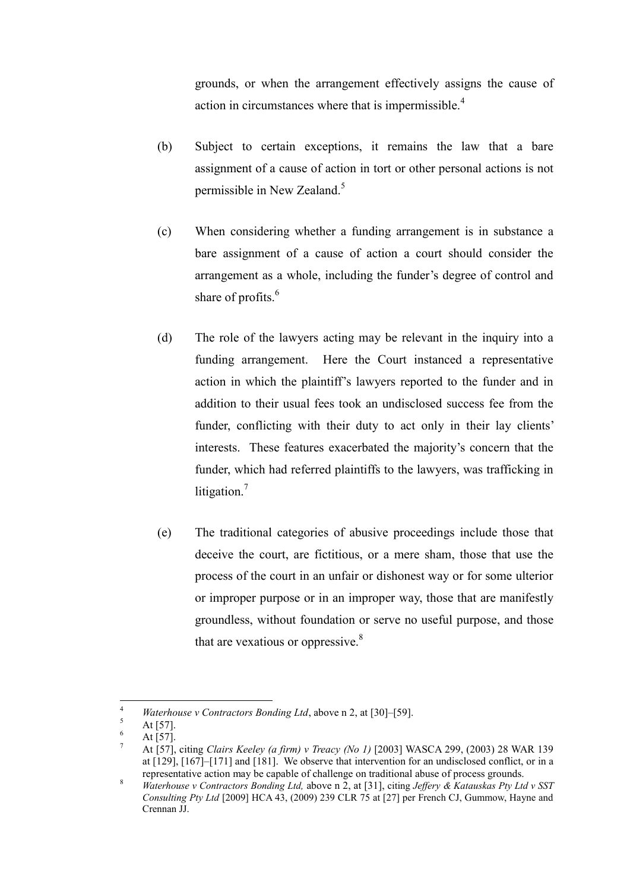grounds, or when the arrangement effectively assigns the cause of action in circumstances where that is impermissible.[4]

(b) Subject to certain exceptions, it remains the law that a bare assignment of a cause of action in tort or other personal actions is not permissible in New Zealand.[5]

(c) When considering whether a funding arrangement is in substance a bare assignment of a cause of action a court should consider the arrangement as a whole, including the funder's degree of control and share of profits.[6]

(d) The role of the lawyers acting may be relevant in the inquiry into a funding arrangement. Here the Court instanced a representative action in which the plaintiff's lawyers reported to the funder and in addition to their usual fees took an undisclosed success fee from the funder, conflicting with their duty to act only in their lay clients' interests. These features exacerbated the majority's concern that the funder, which had referred plaintiffs to the lawyers, was trafficking in litigation.[7]

(e) The traditional categories of abusive proceedings include those that deceive the court, are fictitious, or a mere sham, those that use the process of the court in an unfair or dishonest way or for some ulterior or improper purpose or in an improper way, those that are manifestly groundless, without foundation or serve no useful purpose, and those that are vexatious or oppressive.[8]

---

[4] *Waterhouse v Contractors Bonding Ltd*, above n 2, at [30]–[59].

[5] At [57].

[6] At [57].

[7] At [57], citing *Clairs Keeley (a firm) v Treacy (No 1)* [2003] WASCA 299, (2003) 28 WAR 139 at [129], [167]–[171] and [181]. We observe that intervention for an undisclosed conflict, or in a representative action may be capable of challenge on traditional abuse of process grounds.

[8] *Waterhouse v Contractors Bonding Ltd,* above n 2, at [31], citing *Jeffery & Katauskas Pty Ltd v SST Consulting Pty Ltd* [2009] HCA 43, (2009) 239 CLR 75 at [27] per French CJ, Gummow, Hayne and Crennan JJ.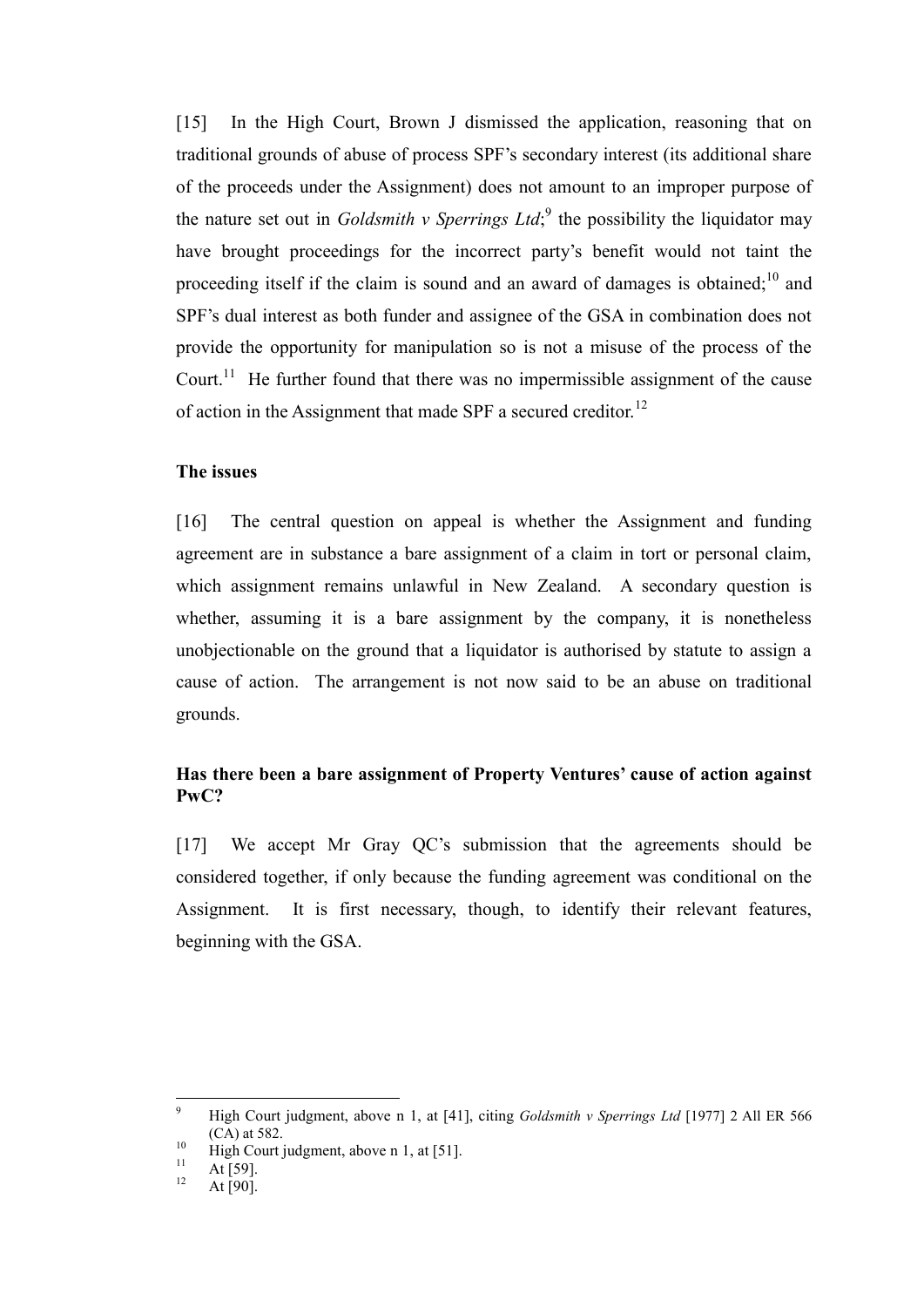[15] In the High Court, Brown J dismissed the application, reasoning that on traditional grounds of abuse of process SPF's secondary interest (its additional share of the proceeds under the Assignment) does not amount to an improper purpose of the nature set out in *Goldsmith v Sperrings Ltd*;[9] the possibility the liquidator may have brought proceedings for the incorrect party's benefit would not taint the proceeding itself if the claim is sound and an award of damages is obtained;[10] and SPF's dual interest as both funder and assignee of the GSA in combination does not provide the opportunity for manipulation so is not a misuse of the process of the Court.[11] He further found that there was no impermissible assignment of the cause of action in the Assignment that made SPF a secured creditor.[12]

**The issues**

[16] The central question on appeal is whether the Assignment and funding agreement are in substance a bare assignment of a claim in tort or personal claim, which assignment remains unlawful in New Zealand. A secondary question is whether, assuming it is a bare assignment by the company, it is nonetheless unobjectionable on the ground that a liquidator is authorised by statute to assign a cause of action. The arrangement is not now said to be an abuse on traditional grounds.

**Has there been a bare assignment of Property Ventures' cause of action against PwC?**

[17] We accept Mr Gray QC's submission that the agreements should be considered together, if only because the funding agreement was conditional on the Assignment. It is first necessary, though, to identify their relevant features, beginning with the GSA.

---

[9] High Court judgment, above n 1, at [41], citing *Goldsmith v Sperrings Ltd* [1977] 2 All ER 566 (CA) at 582.

[10] High Court judgment, above n 1, at [51].

[11] At [59].

[12] At [90].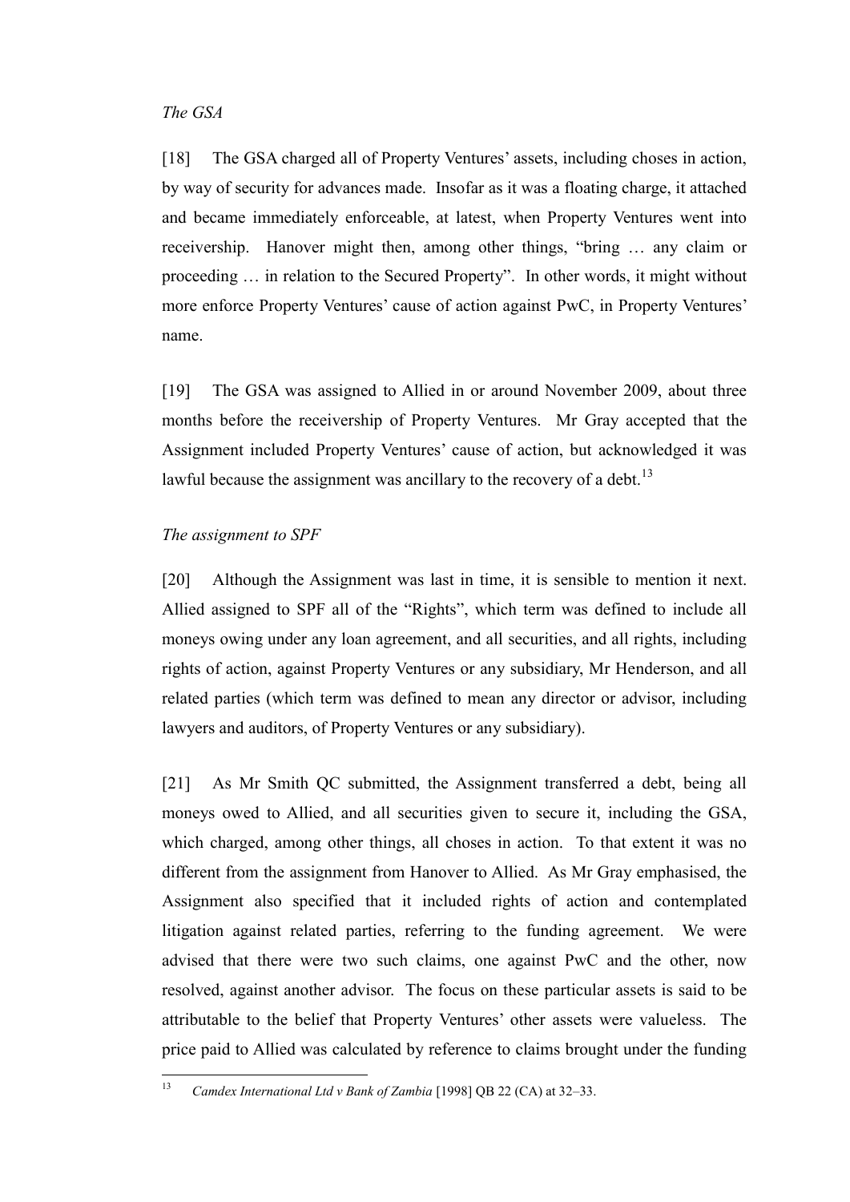*The GSA*

[18] The GSA charged all of Property Ventures' assets, including choses in action, by way of security for advances made. Insofar as it was a floating charge, it attached and became immediately enforceable, at latest, when Property Ventures went into receivership. Hanover might then, among other things, "bring … any claim or proceeding … in relation to the Secured Property". In other words, it might without more enforce Property Ventures' cause of action against PwC, in Property Ventures' name.

[19] The GSA was assigned to Allied in or around November 2009, about three months before the receivership of Property Ventures. Mr Gray accepted that the Assignment included Property Ventures' cause of action, but acknowledged it was lawful because the assignment was ancillary to the recovery of a debt.[13]

*The assignment to SPF*

[20] Although the Assignment was last in time, it is sensible to mention it next. Allied assigned to SPF all of the "Rights", which term was defined to include all moneys owing under any loan agreement, and all securities, and all rights, including rights of action, against Property Ventures or any subsidiary, Mr Henderson, and all related parties (which term was defined to mean any director or advisor, including lawyers and auditors, of Property Ventures or any subsidiary).

[21] As Mr Smith QC submitted, the Assignment transferred a debt, being all moneys owed to Allied, and all securities given to secure it, including the GSA, which charged, among other things, all choses in action. To that extent it was no different from the assignment from Hanover to Allied. As Mr Gray emphasised, the Assignment also specified that it included rights of action and contemplated litigation against related parties, referring to the funding agreement. We were advised that there were two such claims, one against PwC and the other, now resolved, against another advisor. The focus on these particular assets is said to be attributable to the belief that Property Ventures' other assets were valueless. The price paid to Allied was calculated by reference to claims brought under the funding

[13] *Camdex International Ltd v Bank of Zambia* [1998] QB 22 (CA) at 32–33.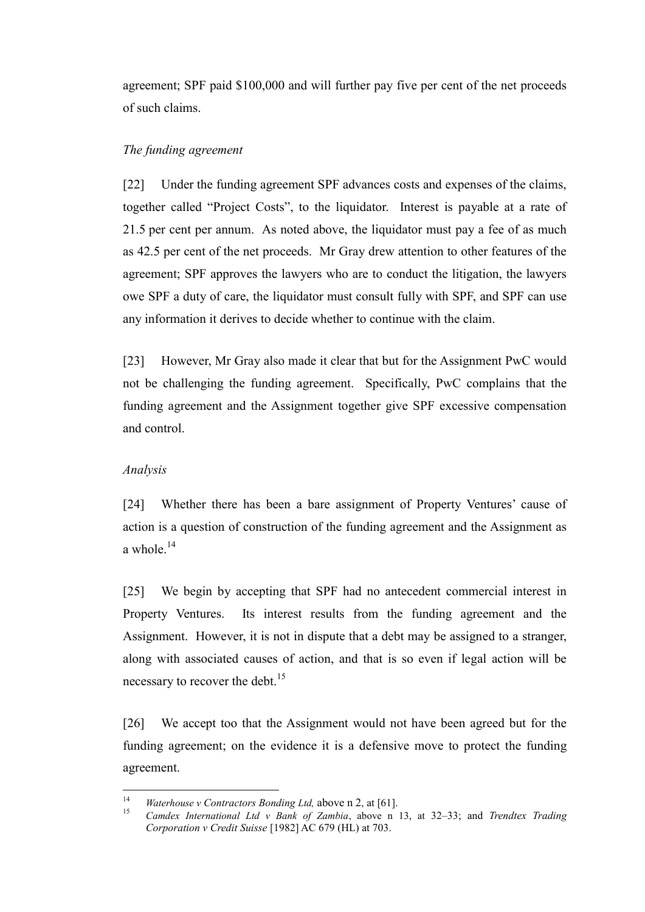agreement; SPF paid $100,000 and will further pay five per cent of the net proceeds of such claims.

### *The funding agreement*

[22] Under the funding agreement SPF advances costs and expenses of the claims, together called "Project Costs", to the liquidator. Interest is payable at a rate of 21.5 per cent per annum. As noted above, the liquidator must pay a fee of as much as 42.5 per cent of the net proceeds. Mr Gray drew attention to other features of the agreement; SPF approves the lawyers who are to conduct the litigation, the lawyers owe SPF a duty of care, the liquidator must consult fully with SPF, and SPF can use any information it derives to decide whether to continue with the claim.

[23] However, Mr Gray also made it clear that but for the Assignment PwC would not be challenging the funding agreement. Specifically, PwC complains that the funding agreement and the Assignment together give SPF excessive compensation and control.

### *Analysis*

[24] Whether there has been a bare assignment of Property Ventures' cause of action is a question of construction of the funding agreement and the Assignment as a whole.[14]

[25] We begin by accepting that SPF had no antecedent commercial interest in Property Ventures. Its interest results from the funding agreement and the Assignment. However, it is not in dispute that a debt may be assigned to a stranger, along with associated causes of action, and that is so even if legal action will be necessary to recover the debt.[15]

[26] We accept too that the Assignment would not have been agreed but for the funding agreement; on the evidence it is a defensive move to protect the funding agreement.

---

[14] *Waterhouse v Contractors Bonding Ltd,* above n 2, at [61].

[15] *Camdex International Ltd v Bank of Zambia*, above n 13, at 32–33; and *Trendtex Trading Corporation v Credit Suisse* [1982] AC 679 (HL) at 703.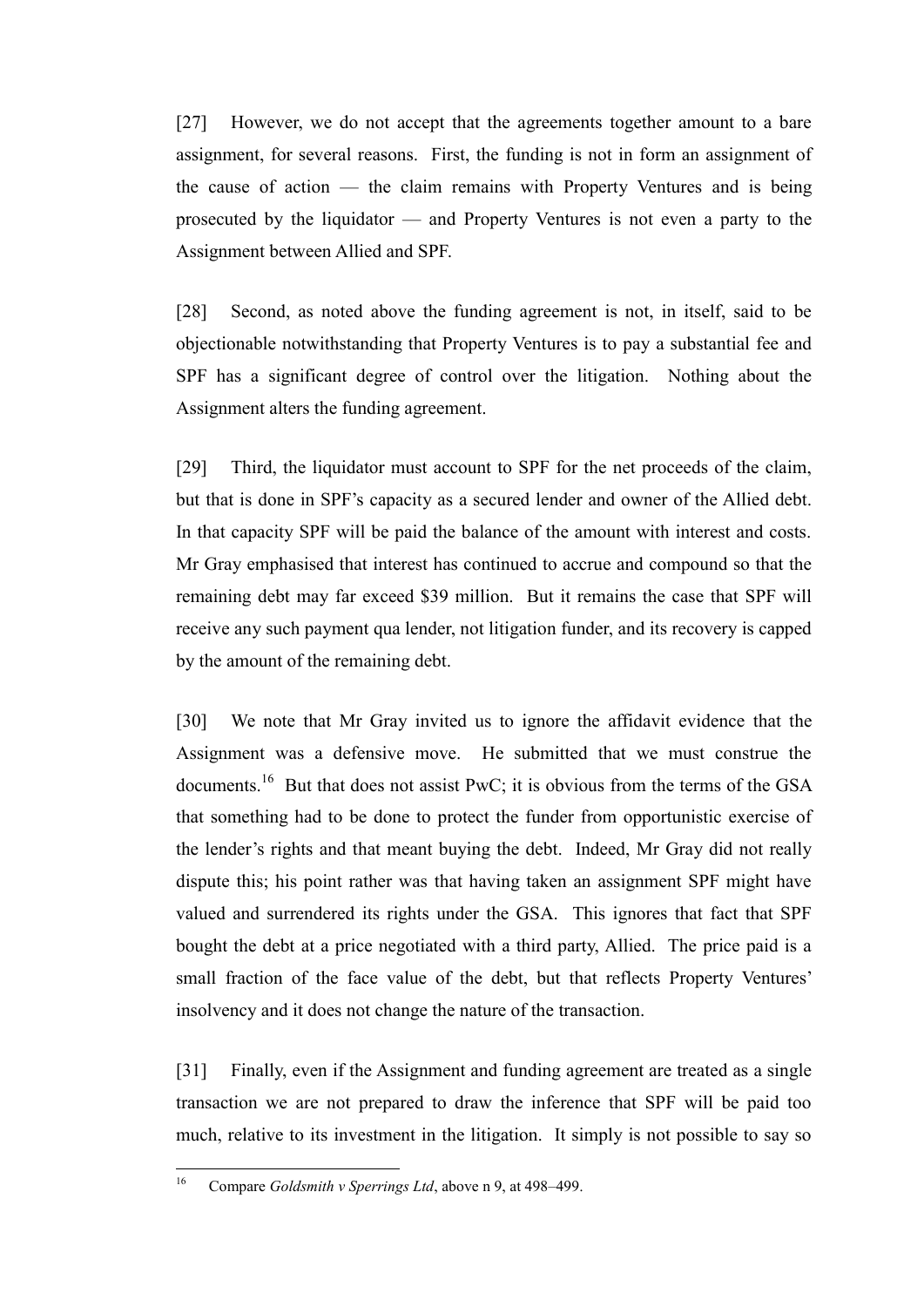[27] However, we do not accept that the agreements together amount to a bare assignment, for several reasons. First, the funding is not in form an assignment of the cause of action — the claim remains with Property Ventures and is being prosecuted by the liquidator — and Property Ventures is not even a party to the Assignment between Allied and SPF.

[28] Second, as noted above the funding agreement is not, in itself, said to be objectionable notwithstanding that Property Ventures is to pay a substantial fee and SPF has a significant degree of control over the litigation. Nothing about the Assignment alters the funding agreement.

[29] Third, the liquidator must account to SPF for the net proceeds of the claim, but that is done in SPF's capacity as a secured lender and owner of the Allied debt. In that capacity SPF will be paid the balance of the amount with interest and costs. Mr Gray emphasised that interest has continued to accrue and compound so that the remaining debt may far exceed \$39 million. But it remains the case that SPF will receive any such payment qua lender, not litigation funder, and its recovery is capped by the amount of the remaining debt.

[30] We note that Mr Gray invited us to ignore the affidavit evidence that the Assignment was a defensive move. He submitted that we must construe the documents.[16] But that does not assist PwC; it is obvious from the terms of the GSA that something had to be done to protect the funder from opportunistic exercise of the lender's rights and that meant buying the debt. Indeed, Mr Gray did not really dispute this; his point rather was that having taken an assignment SPF might have valued and surrendered its rights under the GSA. This ignores that fact that SPF bought the debt at a price negotiated with a third party, Allied. The price paid is a small fraction of the face value of the debt, but that reflects Property Ventures' insolvency and it does not change the nature of the transaction.

[31] Finally, even if the Assignment and funding agreement are treated as a single transaction we are not prepared to draw the inference that SPF will be paid too much, relative to its investment in the litigation. It simply is not possible to say so

[16] Compare *Goldsmith v Sperrings Ltd*, above n 9, at 498–499.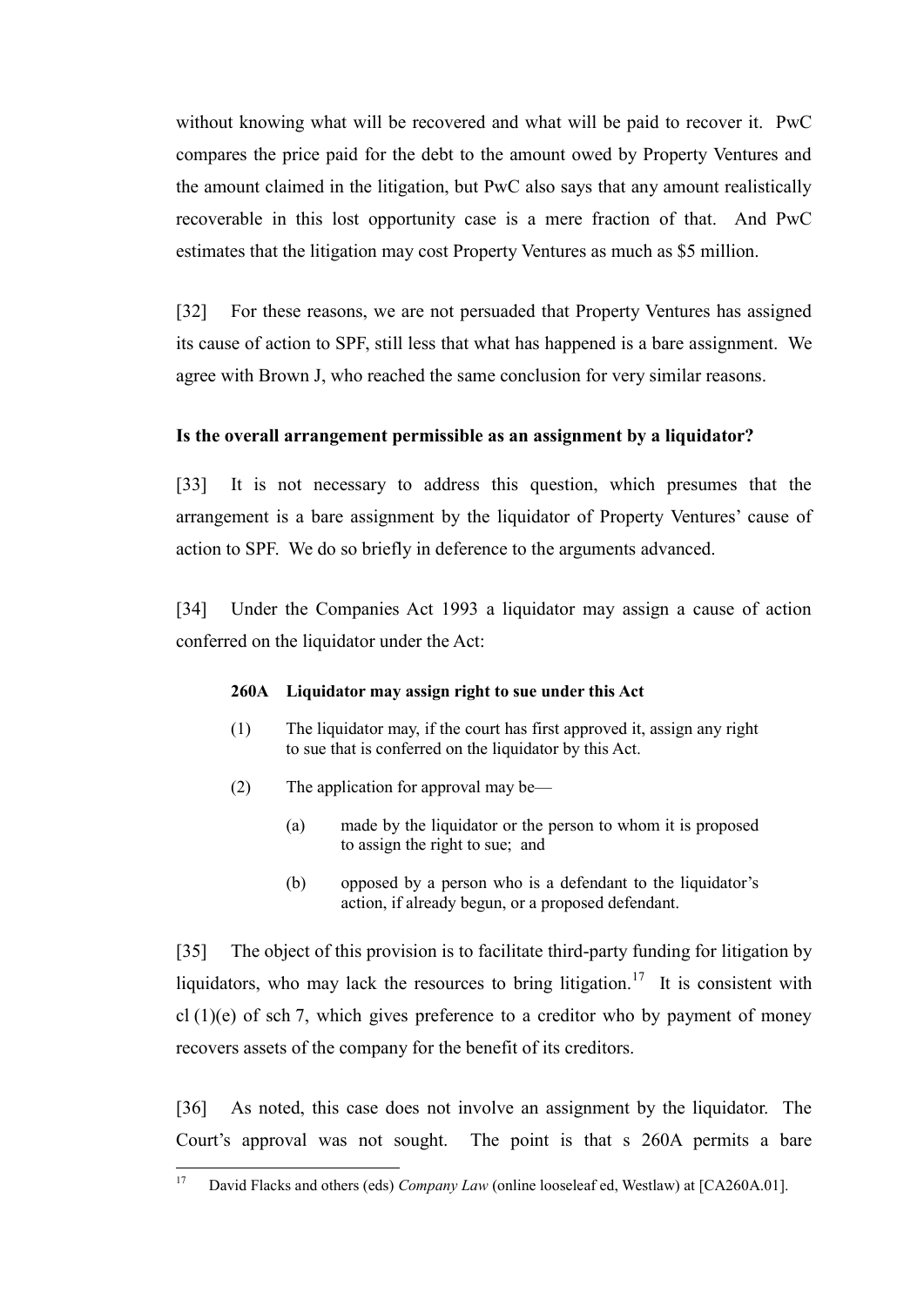without knowing what will be recovered and what will be paid to recover it. PwC compares the price paid for the debt to the amount owed by Property Ventures and the amount claimed in the litigation, but PwC also says that any amount realistically recoverable in this lost opportunity case is a mere fraction of that. And PwC estimates that the litigation may cost Property Ventures as much as $5 million.

[32] For these reasons, we are not persuaded that Property Ventures has assigned its cause of action to SPF, still less that what has happened is a bare assignment. We agree with Brown J, who reached the same conclusion for very similar reasons.

### Is the overall arrangement permissible as an assignment by a liquidator?

[33] It is not necessary to address this question, which presumes that the arrangement is a bare assignment by the liquidator of Property Ventures' cause of action to SPF. We do so briefly in deference to the arguments advanced.

[34] Under the Companies Act 1993 a liquidator may assign a cause of action conferred on the liquidator under the Act:

> **260A Liquidator may assign right to sue under this Act**
>
> (1) The liquidator may, if the court has first approved it, assign any right to sue that is conferred on the liquidator by this Act.
>
> (2) The application for approval may be—
>
> (a) made by the liquidator or the person to whom it is proposed to assign the right to sue; and
>
> (b) opposed by a person who is a defendant to the liquidator's action, if already begun, or a proposed defendant.

[35] The object of this provision is to facilitate third-party funding for litigation by liquidators, who may lack the resources to bring litigation.[17] It is consistent with cl (1)(e) of sch 7, which gives preference to a creditor who by payment of money recovers assets of the company for the benefit of its creditors.

[36] As noted, this case does not involve an assignment by the liquidator. The Court's approval was not sought. The point is that s 260A permits a bare

[17] David Flacks and others (eds) *Company Law* (online looseleaf ed, Westlaw) at [CA260A.01].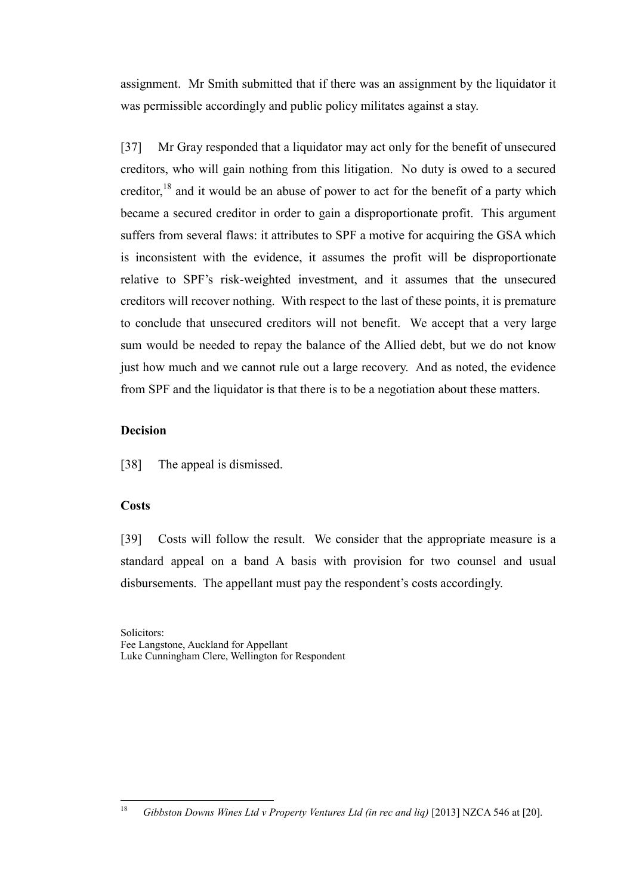assignment. Mr Smith submitted that if there was an assignment by the liquidator it was permissible accordingly and public policy militates against a stay.

[37] Mr Gray responded that a liquidator may act only for the benefit of unsecured creditors, who will gain nothing from this litigation. No duty is owed to a secured creditor,[18] and it would be an abuse of power to act for the benefit of a party which became a secured creditor in order to gain a disproportionate profit. This argument suffers from several flaws: it attributes to SPF a motive for acquiring the GSA which is inconsistent with the evidence, it assumes the profit will be disproportionate relative to SPF's risk-weighted investment, and it assumes that the unsecured creditors will recover nothing. With respect to the last of these points, it is premature to conclude that unsecured creditors will not benefit. We accept that a very large sum would be needed to repay the balance of the Allied debt, but we do not know just how much and we cannot rule out a large recovery. And as noted, the evidence from SPF and the liquidator is that there is to be a negotiation about these matters.

## Decision

[38] The appeal is dismissed.

## Costs

[39] Costs will follow the result. We consider that the appropriate measure is a standard appeal on a band A basis with provision for two counsel and usual disbursements. The appellant must pay the respondent's costs accordingly.

Solicitors:
Fee Langstone, Auckland for Appellant
Luke Cunningham Clere, Wellington for Respondent

[18] *Gibbston Downs Wines Ltd v Property Ventures Ltd (in rec and liq)* [2013] NZCA 546 at [20].